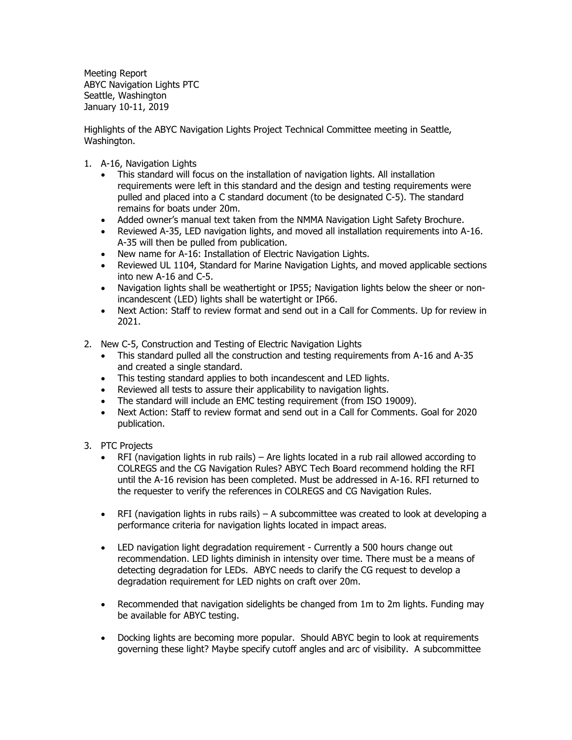Meeting Report
ABYC Navigation Lights PTC
Seattle, Washington
January 10-11, 2019

Highlights of the ABYC Navigation Lights Project Technical Committee meeting in Seattle, Washington.

1. A-16, Navigation Lights
   - This standard will focus on the installation of navigation lights. All installation requirements were left in this standard and the design and testing requirements were pulled and placed into a C standard document (to be designated C-5). The standard remains for boats under 20m.
   - Added owner's manual text taken from the NMMA Navigation Light Safety Brochure.
   - Reviewed A-35, LED navigation lights, and moved all installation requirements into A-16. A-35 will then be pulled from publication.
   - New name for A-16: Installation of Electric Navigation Lights.
   - Reviewed UL 1104, Standard for Marine Navigation Lights, and moved applicable sections into new A-16 and C-5.
   - Navigation lights shall be weathertight or IP55; Navigation lights below the sheer or non-incandescent (LED) lights shall be watertight or IP66.
   - Next Action: Staff to review format and send out in a Call for Comments. Up for review in 2021.

2. New C-5, Construction and Testing of Electric Navigation Lights
   - This standard pulled all the construction and testing requirements from A-16 and A-35 and created a single standard.
   - This testing standard applies to both incandescent and LED lights.
   - Reviewed all tests to assure their applicability to navigation lights.
   - The standard will include an EMC testing requirement (from ISO 19009).
   - Next Action: Staff to review format and send out in a Call for Comments. Goal for 2020 publication.

3. PTC Projects
   - RFI (navigation lights in rub rails) – Are lights located in a rub rail allowed according to COLREGS and the CG Navigation Rules? ABYC Tech Board recommend holding the RFI until the A-16 revision has been completed. Must be addressed in A-16. RFI returned to the requester to verify the references in COLREGS and CG Navigation Rules.

   - RFI (navigation lights in rubs rails) – A subcommittee was created to look at developing a performance criteria for navigation lights located in impact areas.

   - LED navigation light degradation requirement - Currently a 500 hours change out recommendation. LED lights diminish in intensity over time. There must be a means of detecting degradation for LEDs. ABYC needs to clarify the CG request to develop a degradation requirement for LED nights on craft over 20m.

   - Recommended that navigation sidelights be changed from 1m to 2m lights. Funding may be available for ABYC testing.

   - Docking lights are becoming more popular. Should ABYC begin to look at requirements governing these light? Maybe specify cutoff angles and arc of visibility. A subcommittee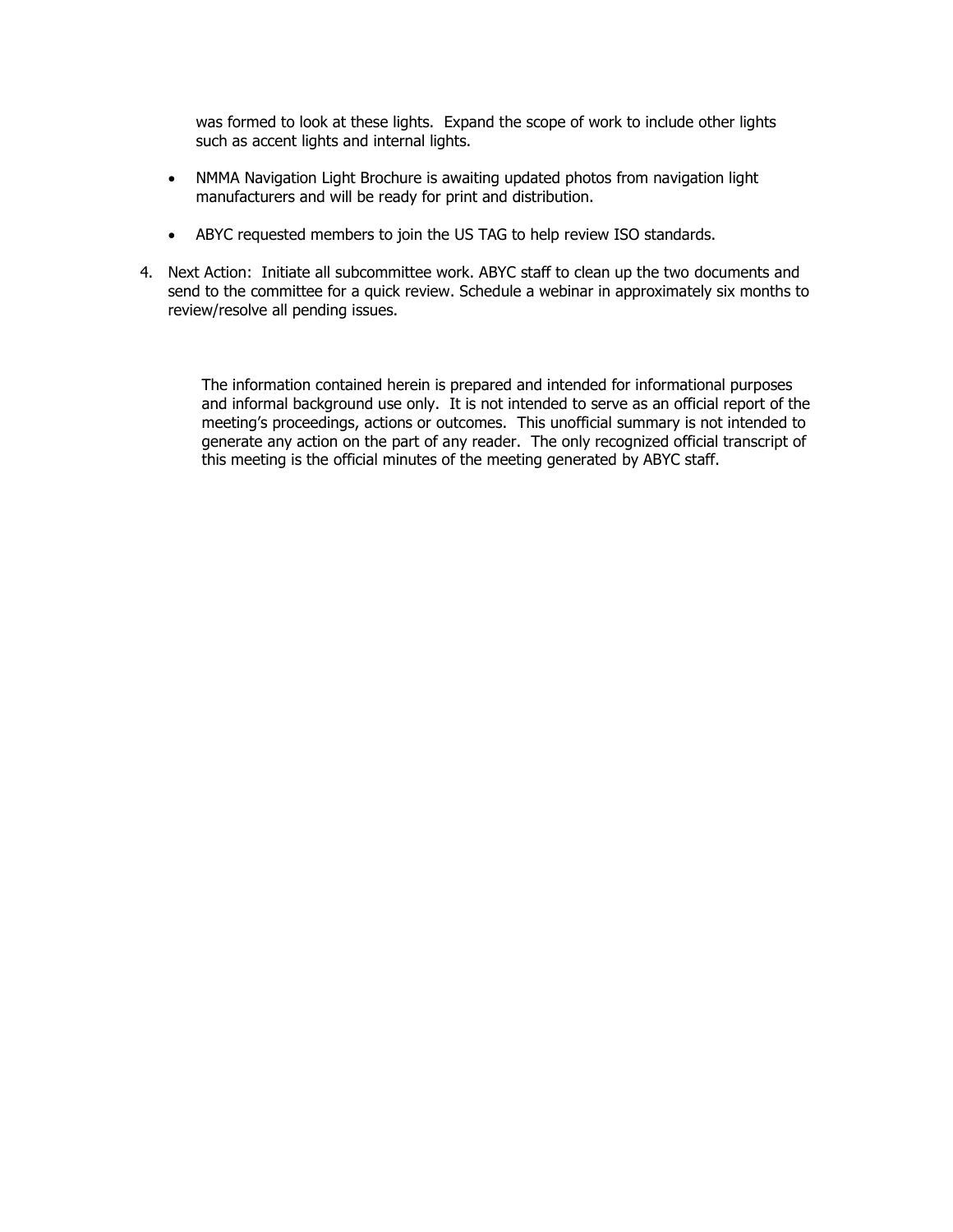was formed to look at these lights. Expand the scope of work to include other lights such as accent lights and internal lights.

- NMMA Navigation Light Brochure is awaiting updated photos from navigation light manufacturers and will be ready for print and distribution.

- ABYC requested members to join the US TAG to help review ISO standards.

4. Next Action: Initiate all subcommittee work. ABYC staff to clean up the two documents and send to the committee for a quick review. Schedule a webinar in approximately six months to review/resolve all pending issues.

The information contained herein is prepared and intended for informational purposes and informal background use only. It is not intended to serve as an official report of the meeting's proceedings, actions or outcomes. This unofficial summary is not intended to generate any action on the part of any reader. The only recognized official transcript of this meeting is the official minutes of the meeting generated by ABYC staff.